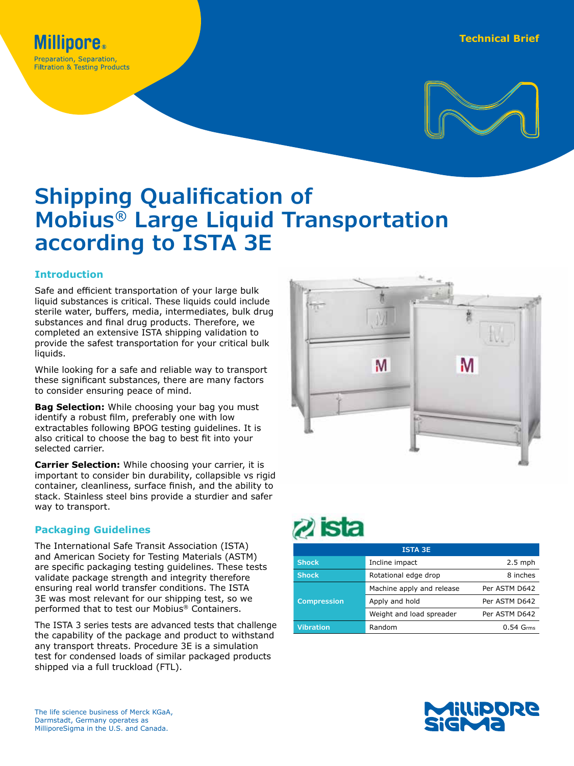Millipore®

Preparation, Separation, Filtration & Testing Products

Technical Brief

# Shipping Qualification of Mobius® Large Liquid Transportation according to ISTA 3E

## Introduction

Safe and efficient transportation of your large bulk liquid substances is critical. These liquids could include sterile water, buffers, media, intermediates, bulk drug substances and final drug products. Therefore, we completed an extensive ISTA shipping validation to provide the safest transportation for your critical bulk liquids.

While looking for a safe and reliable way to transport these significant substances, there are many factors to consider ensuring peace of mind.

**Bag Selection:** While choosing your bag you must identify a robust film, preferably one with low extractables following BPOG testing guidelines. It is also critical to choose the bag to best fit into your selected carrier.

**Carrier Selection:** While choosing your carrier, it is important to consider bin durability, collapsible vs rigid container, cleanliness, surface finish, and the ability to stack. Stainless steel bins provide a sturdier and safer way to transport.

## Packaging Guidelines

The International Safe Transit Association (ISTA) and American Society for Testing Materials (ASTM) are specific packaging testing guidelines. These tests validate package strength and integrity therefore ensuring real world transfer conditions. The ISTA 3E was most relevant for our shipping test, so we performed that to test our Mobius® Containers.

The ISTA 3 series tests are advanced tests that challenge the capability of the package and product to withstand any transport threats. Procedure 3E is a simulation test for condensed loads of similar packaged products shipped via a full truckload (FTL).

| ISTA 3E | | |
|---|---|---|
| Shock | Incline impact | 2.5 mph |
| Shock | Rotational edge drop | 8 inches |
| Compression | Machine apply and release | Per ASTM D642 |
| | Apply and hold | Per ASTM D642 |
| | Weight and load spreader | Per ASTM D642 |
| Vibration | Random | 0.54 Grms |

The life science business of Merck KGaA, Darmstadt, Germany operates as MilliporeSigma in the U.S. and Canada.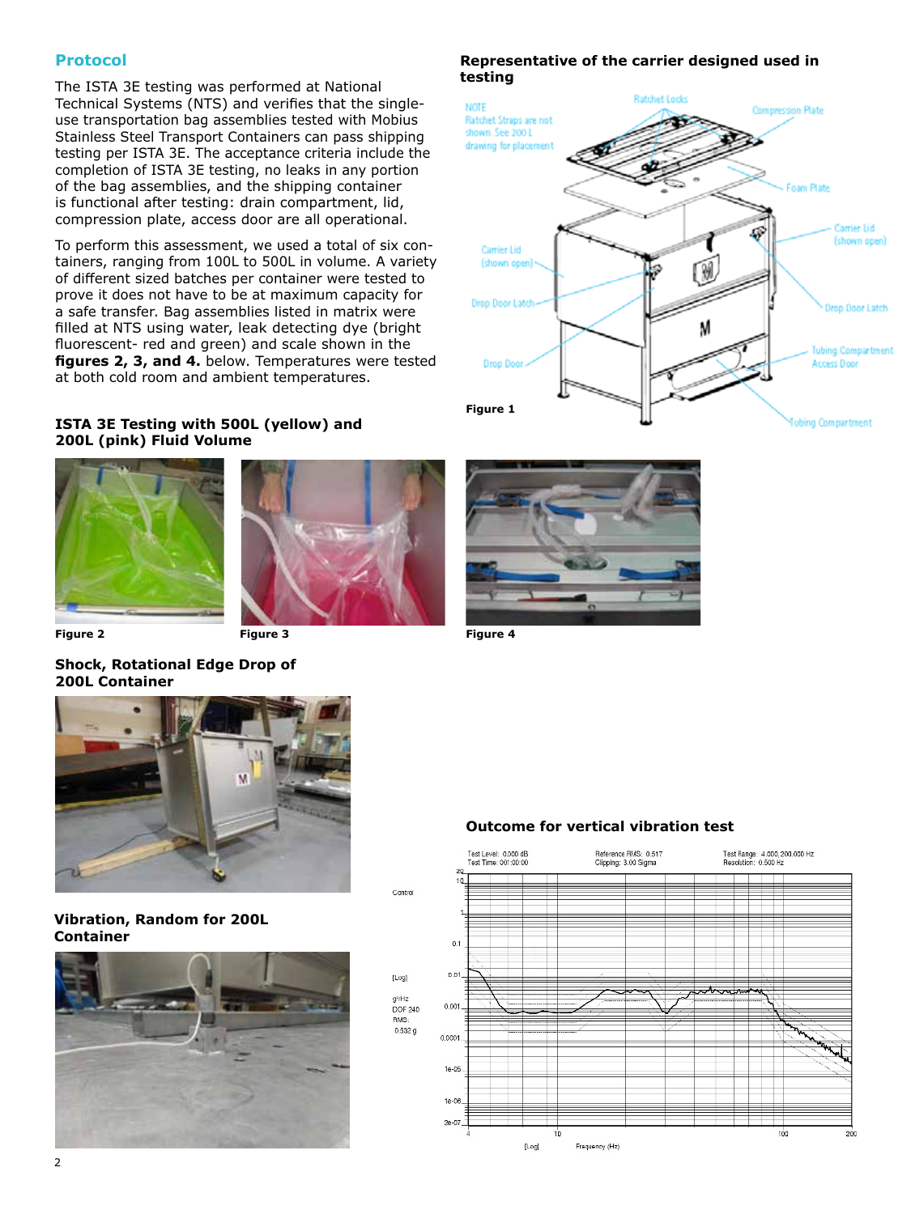## Protocol

The ISTA 3E testing was performed at National Technical Systems (NTS) and verifies that the single-use transportation bag assemblies tested with Mobius Stainless Steel Transport Containers can pass shipping testing per ISTA 3E. The acceptance criteria include the completion of ISTA 3E testing, no leaks in any portion of the bag assemblies, and the shipping container is functional after testing: drain compartment, lid, compression plate, access door are all operational.

To perform this assessment, we used a total of six containers, ranging from 100L to 500L in volume. A variety of different sized batches per container were tested to prove it does not have to be at maximum capacity for a safe transfer. Bag assemblies listed in matrix were filled at NTS using water, leak detecting dye (bright fluorescent- red and green) and scale shown in the **figures 2, 3, and 4.** below. Temperatures were tested at both cold room and ambient temperatures.

### Representative of the carrier designed used in testing

NOTE Ratchet Straps are not shown. See 200 L drawing for placement

Ratchet Locks

Compression Plate

Foam Plate

Carrier Lid (shown open)

Drop Door Latch

Tubing Compartment Access Door

Tubing Compartment

Drop Door

Figure 1

### ISTA 3E Testing with 500L (yellow) and 200L (pink) Fluid Volume

Figure 2

Figure 3

Figure 4

### Shock, Rotational Edge Drop of 200L Container

### Vibration, Random for 200L Container

### Outcome for vertical vibration test

Test Level: 0.000 dB
Test Time: 00:30:00

Reference RMS: 0.517
Clipping: 3.00 Sigma

Test Range: 4.000, 200.000 Hz
Resolution: 0.500 Hz

Control

[Log]

g²/Hz
DOF 240
RMS: 0.532 g

[Log] Frequency (Hz)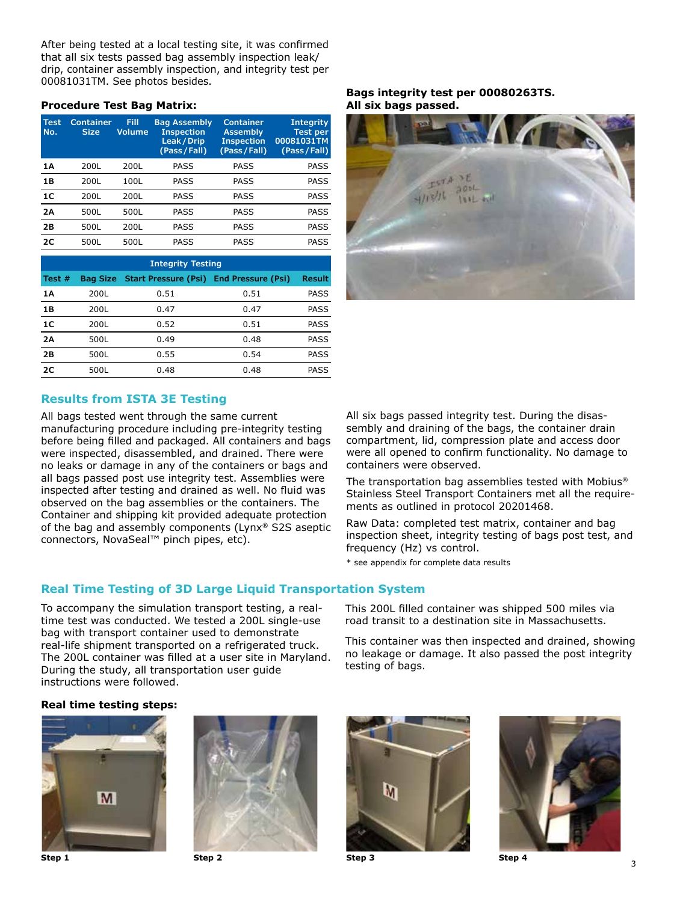After being tested at a local testing site, it was confirmed that all six tests passed bag assembly inspection leak/drip, container assembly inspection, and integrity test per 00081031TM. See photos besides.

**Procedure Test Bag Matrix:**

| Test No. | Container Size | Fill Volume | Bag Assembly Inspection Leak/Drip (Pass/Fall) | Container Assembly Inspection (Pass/Fall) | Integrity Test per 00081031TM (Pass/Fall) |
|---|---|---|---|---|---|
| **1A** | 200L | 200L | PASS | PASS | PASS |
| **1B** | 200L | 100L | PASS | PASS | PASS |
| **1C** | 200L | 200L | PASS | PASS | PASS |
| **2A** | 500L | 500L | PASS | PASS | PASS |
| **2B** | 500L | 200L | PASS | PASS | PASS |
| **2C** | 500L | 500L | PASS | PASS | PASS |

| Integrity Testing | | | | |
|---|---|---|---|---|
| **Test #** | **Bag Size** | **Start Pressure (Psi)** | **End Pressure (Psi)** | **Result** |
| **1A** | 200L | 0.51 | 0.51 | PASS |
| **1B** | 200L | 0.47 | 0.47 | PASS |
| **1C** | 200L | 0.52 | 0.51 | PASS |
| **2A** | 500L | 0.49 | 0.48 | PASS |
| **2B** | 500L | 0.55 | 0.54 | PASS |
| **2C** | 500L | 0.48 | 0.48 | PASS |

**Bags integrity test per 00080263TS. All six bags passed.**

## Results from ISTA 3E Testing

All bags tested went through the same current manufacturing procedure including pre-integrity testing before being filled and packaged. All containers and bags were inspected, disassembled, and drained. There were no leaks or damage in any of the containers or bags and all bags passed post use integrity test. Assemblies were inspected after testing and drained as well. No fluid was observed on the bag assemblies or the containers. The Container and shipping kit provided adequate protection of the bag and assembly components (Lynx® S2S aseptic connectors, NovaSeal™ pinch pipes, etc).

All six bags passed integrity test. During the disassembly and draining of the bags, the container drain compartment, lid, compression plate and access door were all opened to confirm functionality. No damage to containers were observed.

The transportation bag assemblies tested with Mobius® Stainless Steel Transport Containers met all the requirements as outlined in protocol 20201468.

Raw Data: completed test matrix, container and bag inspection sheet, integrity testing of bags post test, and frequency (Hz) vs control.

\* see appendix for complete data results

## Real Time Testing of 3D Large Liquid Transportation System

To accompany the simulation transport testing, a real-time test was conducted. We tested a 200L single-use bag with transport container used to demonstrate real-life shipment transported on a refrigerated truck. The 200L container was filled at a user site in Maryland. During the study, all transportation user guide instructions were followed.

This 200L filled container was shipped 500 miles via road transit to a destination site in Massachusetts.

This container was then inspected and drained, showing no leakage or damage. It also passed the post integrity testing of bags.

**Real time testing steps:**

**Step 1**

**Step 2**

**Step 3**

**Step 4**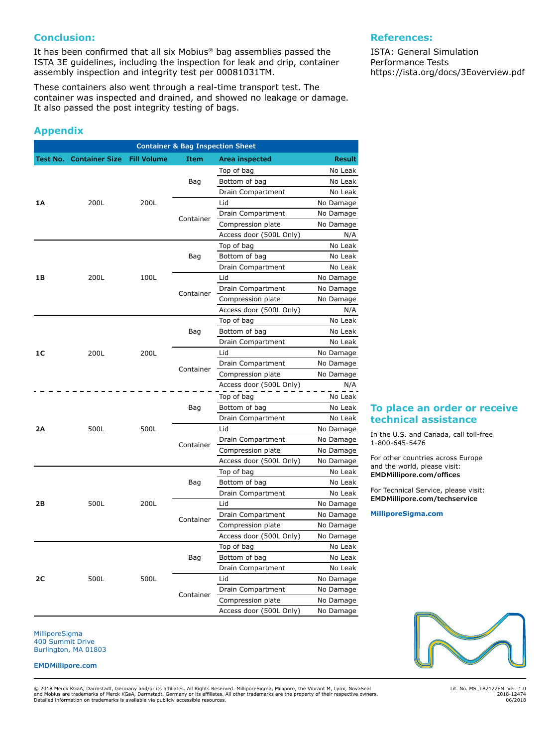## Conclusion:

It has been confirmed that all six Mobius® bag assemblies passed the ISTA 3E guidelines, including the inspection for leak and drip, container assembly inspection and integrity test per 00081031TM.

These containers also went through a real-time transport test. The container was inspected and drained, and showed no leakage or damage. It also passed the post integrity testing of bags.

## Appendix

**Container & Bag Inspection Sheet**

| Test No. | Container Size | Fill Volume | Item | Area inspected | Result |
|---|---|---|---|---|---|
| 1A | 200L | 200L | Bag | Top of bag | No Leak |
| | | | | Bottom of bag | No Leak |
| | | | | Drain Compartment | No Leak |
| | | | Container | Lid | No Damage |
| | | | | Drain Compartment | No Damage |
| | | | | Compression plate | No Damage |
| | | | | Access door (500L Only) | N/A |
| 1B | 200L | 100L | Bag | Top of bag | No Leak |
| | | | | Bottom of bag | No Leak |
| | | | | Drain Compartment | No Leak |
| | | | Container | Lid | No Damage |
| | | | | Drain Compartment | No Damage |
| | | | | Compression plate | No Damage |
| | | | | Access door (500L Only) | N/A |
| 1C | 200L | 200L | Bag | Top of bag | No Leak |
| | | | | Bottom of bag | No Leak |
| | | | | Drain Compartment | No Leak |
| | | | Container | Lid | No Damage |
| | | | | Drain Compartment | No Damage |
| | | | | Compression plate | No Damage |
| | | | | Access door (500L Only) | N/A |
| 2A | 500L | 500L | Bag | Top of bag | No Leak |
| | | | | Bottom of bag | No Leak |
| | | | | Drain Compartment | No Leak |
| | | | Container | Lid | No Damage |
| | | | | Drain Compartment | No Damage |
| | | | | Compression plate | No Damage |
| | | | | Access door (500L Only) | No Damage |
| 2B | 500L | 200L | Bag | Top of bag | No Leak |
| | | | | Bottom of bag | No Leak |
| | | | | Drain Compartment | No Leak |
| | | | Container | Lid | No Damage |
| | | | | Drain Compartment | No Damage |
| | | | | Compression plate | No Damage |
| | | | | Access door (500L Only) | No Damage |
| 2C | 500L | 500L | Bag | Top of bag | No Leak |
| | | | | Bottom of bag | No Leak |
| | | | | Drain Compartment | No Leak |
| | | | Container | Lid | No Damage |
| | | | | Drain Compartment | No Damage |
| | | | | Compression plate | No Damage |
| | | | | Access door (500L Only) | No Damage |

## References:

ISTA: General Simulation Performance Tests
https://ista.org/docs/3Eoverview.pdf

## To place an order or receive technical assistance

In the U.S. and Canada, call toll-free 1-800-645-5476

For other countries across Europe and the world, please visit: **EMDMillipore.com/offices**

For Technical Service, please visit: **EMDMillipore.com/techservice**

**MilliporeSigma.com**

MilliporeSigma
400 Summit Drive
Burlington, MA 01803

**EMDMillipore.com**

© 2018 Merck KGaA, Darmstadt, Germany and/or its affiliates. All Rights Reserved. MilliporeSigma, Millipore, the Vibrant M, Lynx, NovaSeal and Mobius are trademarks of Merck KGaA, Darmstadt, Germany or its affiliates. All other trademarks are the property of their respective owners. Detailed information on trademarks is available via publicly accessible resources.

Lit. No. MS_TB2122EN Ver. 1.0
2018-12474
06/2018